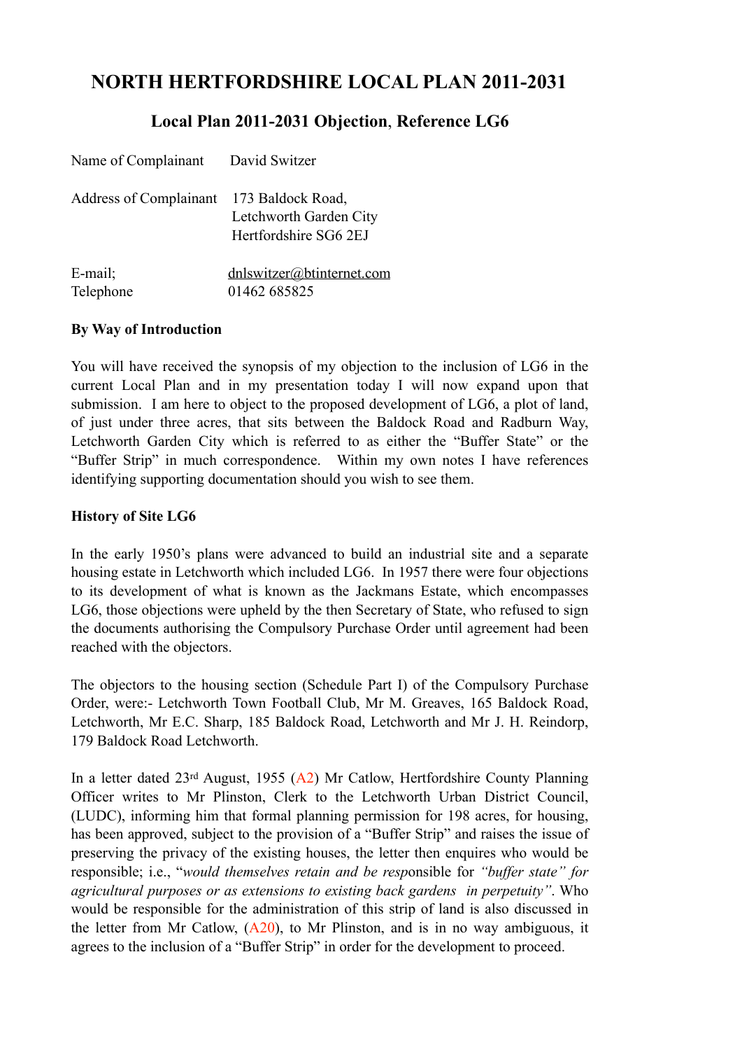# NORTH HERTFORDSHIRE LOCAL PLAN 2011-2031

## Local Plan 2011-2031 Objection, Reference LG6

| | |
|---|---|
| Name of Complainant | David Switzer |
| Address of Complainant | 173 Baldock Road,<br>Letchworth Garden City<br>Hertfordshire SG6 2EJ |
| E-mail; | dnlswitzer@btinternet.com |
| Telephone | 01462 685825 |

**By Way of Introduction**

You will have received the synopsis of my objection to the inclusion of LG6 in the current Local Plan and in my presentation today I will now expand upon that submission. I am here to object to the proposed development of LG6, a plot of land, of just under three acres, that sits between the Baldock Road and Radburn Way, Letchworth Garden City which is referred to as either the "Buffer State" or the "Buffer Strip" in much correspondence. Within my own notes I have references identifying supporting documentation should you wish to see them.

**History of Site LG6**

In the early 1950's plans were advanced to build an industrial site and a separate housing estate in Letchworth which included LG6. In 1957 there were four objections to its development of what is known as the Jackmans Estate, which encompasses LG6, those objections were upheld by the then Secretary of State, who refused to sign the documents authorising the Compulsory Purchase Order until agreement had been reached with the objectors.

The objectors to the housing section (Schedule Part I) of the Compulsory Purchase Order, were:- Letchworth Town Football Club, Mr M. Greaves, 165 Baldock Road, Letchworth, Mr E.C. Sharp, 185 Baldock Road, Letchworth and Mr J. H. Reindorp, 179 Baldock Road Letchworth.

In a letter dated 23rd August, 1955 (A2) Mr Catlow, Hertfordshire County Planning Officer writes to Mr Plinston, Clerk to the Letchworth Urban District Council, (LUDC), informing him that formal planning permission for 198 acres, for housing, has been approved, subject to the provision of a "Buffer Strip" and raises the issue of preserving the privacy of the existing houses, the letter then enquires who would be responsible; i.e., "*would themselves retain and be responsible for "buffer state" for agricultural purposes or as extensions to existing back gardens in perpetuity"*. Who would be responsible for the administration of this strip of land is also discussed in the letter from Mr Catlow, (A20), to Mr Plinston, and is in no way ambiguous, it agrees to the inclusion of a "Buffer Strip" in order for the development to proceed.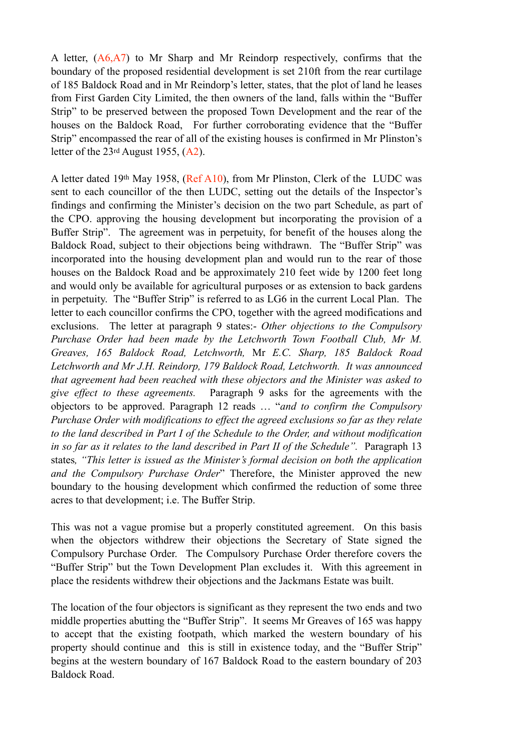A letter, (A6,A7) to Mr Sharp and Mr Reindorp respectively, confirms that the boundary of the proposed residential development is set 210ft from the rear curtilage of 185 Baldock Road and in Mr Reindorp's letter, states, that the plot of land he leases from First Garden City Limited, the then owners of the land, falls within the "Buffer Strip" to be preserved between the proposed Town Development and the rear of the houses on the Baldock Road, For further corroborating evidence that the "Buffer Strip" encompassed the rear of all of the existing houses is confirmed in Mr Plinston's letter of the 23rd August 1955, (A2).

A letter dated 19th May 1958, (Ref A10), from Mr Plinston, Clerk of the LUDC was sent to each councillor of the then LUDC, setting out the details of the Inspector's findings and confirming the Minister's decision on the two part Schedule, as part of the CPO. approving the housing development but incorporating the provision of a Buffer Strip". The agreement was in perpetuity, for benefit of the houses along the Baldock Road, subject to their objections being withdrawn. The "Buffer Strip" was incorporated into the housing development plan and would run to the rear of those houses on the Baldock Road and be approximately 210 feet wide by 1200 feet long and would only be available for agricultural purposes or as extension to back gardens in perpetuity. The "Buffer Strip" is referred to as LG6 in the current Local Plan. The letter to each councillor confirms the CPO, together with the agreed modifications and exclusions. The letter at paragraph 9 states:- *Other objections to the Compulsory Purchase Order had been made by the Letchworth Town Football Club, Mr M. Greaves, 165 Baldock Road, Letchworth,* Mr *E.C. Sharp, 185 Baldock Road Letchworth and Mr J.H. Reindorp, 179 Baldock Road, Letchworth. It was announced that agreement had been reached with these objectors and the Minister was asked to give effect to these agreements.* Paragraph 9 asks for the agreements with the objectors to be approved. Paragraph 12 reads … "*and to confirm the Compulsory Purchase Order with modifications to effect the agreed exclusions so far as they relate to the land described in Part I of the Schedule to the Order, and without modification in so far as it relates to the land described in Part II of the Schedule".* Paragraph 13 states*, "This letter is issued as the Minister's formal decision on both the application and the Compulsory Purchase Order*" Therefore, the Minister approved the new boundary to the housing development which confirmed the reduction of some three acres to that development; i.e. The Buffer Strip.

This was not a vague promise but a properly constituted agreement. On this basis when the objectors withdrew their objections the Secretary of State signed the Compulsory Purchase Order. The Compulsory Purchase Order therefore covers the "Buffer Strip" but the Town Development Plan excludes it. With this agreement in place the residents withdrew their objections and the Jackmans Estate was built.

The location of the four objectors is significant as they represent the two ends and two middle properties abutting the "Buffer Strip". It seems Mr Greaves of 165 was happy to accept that the existing footpath, which marked the western boundary of his property should continue and this is still in existence today, and the "Buffer Strip" begins at the western boundary of 167 Baldock Road to the eastern boundary of 203 Baldock Road.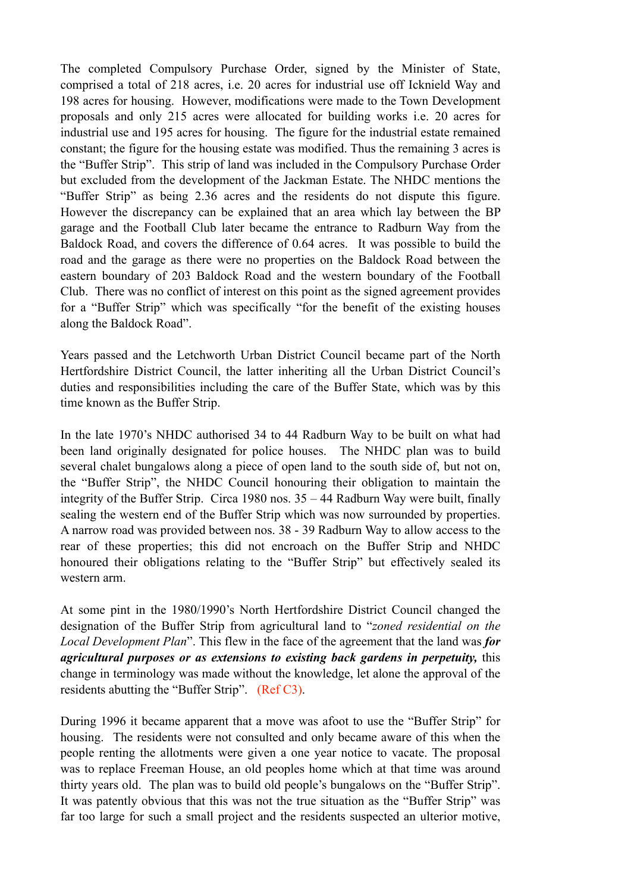The completed Compulsory Purchase Order, signed by the Minister of State, comprised a total of 218 acres, i.e. 20 acres for industrial use off Icknield Way and 198 acres for housing. However, modifications were made to the Town Development proposals and only 215 acres were allocated for building works i.e. 20 acres for industrial use and 195 acres for housing. The figure for the industrial estate remained constant; the figure for the housing estate was modified. Thus the remaining 3 acres is the "Buffer Strip". This strip of land was included in the Compulsory Purchase Order but excluded from the development of the Jackman Estate. The NHDC mentions the "Buffer Strip" as being 2.36 acres and the residents do not dispute this figure. However the discrepancy can be explained that an area which lay between the BP garage and the Football Club later became the entrance to Radburn Way from the Baldock Road, and covers the difference of 0.64 acres. It was possible to build the road and the garage as there were no properties on the Baldock Road between the eastern boundary of 203 Baldock Road and the western boundary of the Football Club. There was no conflict of interest on this point as the signed agreement provides for a "Buffer Strip" which was specifically "for the benefit of the existing houses along the Baldock Road".

Years passed and the Letchworth Urban District Council became part of the North Hertfordshire District Council, the latter inheriting all the Urban District Council's duties and responsibilities including the care of the Buffer State, which was by this time known as the Buffer Strip.

In the late 1970's NHDC authorised 34 to 44 Radburn Way to be built on what had been land originally designated for police houses. The NHDC plan was to build several chalet bungalows along a piece of open land to the south side of, but not on, the "Buffer Strip", the NHDC Council honouring their obligation to maintain the integrity of the Buffer Strip. Circa 1980 nos. 35 – 44 Radburn Way were built, finally sealing the western end of the Buffer Strip which was now surrounded by properties. A narrow road was provided between nos. 38 - 39 Radburn Way to allow access to the rear of these properties; this did not encroach on the Buffer Strip and NHDC honoured their obligations relating to the "Buffer Strip" but effectively sealed its western arm.

At some pint in the 1980/1990's North Hertfordshire District Council changed the designation of the Buffer Strip from agricultural land to "*zoned residential on the Local Development Plan*". This flew in the face of the agreement that the land was ***for agricultural purposes or as extensions to existing back gardens in perpetuity,*** this change in terminology was made without the knowledge, let alone the approval of the residents abutting the "Buffer Strip". (Ref C3).

During 1996 it became apparent that a move was afoot to use the "Buffer Strip" for housing. The residents were not consulted and only became aware of this when the people renting the allotments were given a one year notice to vacate. The proposal was to replace Freeman House, an old peoples home which at that time was around thirty years old. The plan was to build old people's bungalows on the "Buffer Strip". It was patently obvious that this was not the true situation as the "Buffer Strip" was far too large for such a small project and the residents suspected an ulterior motive,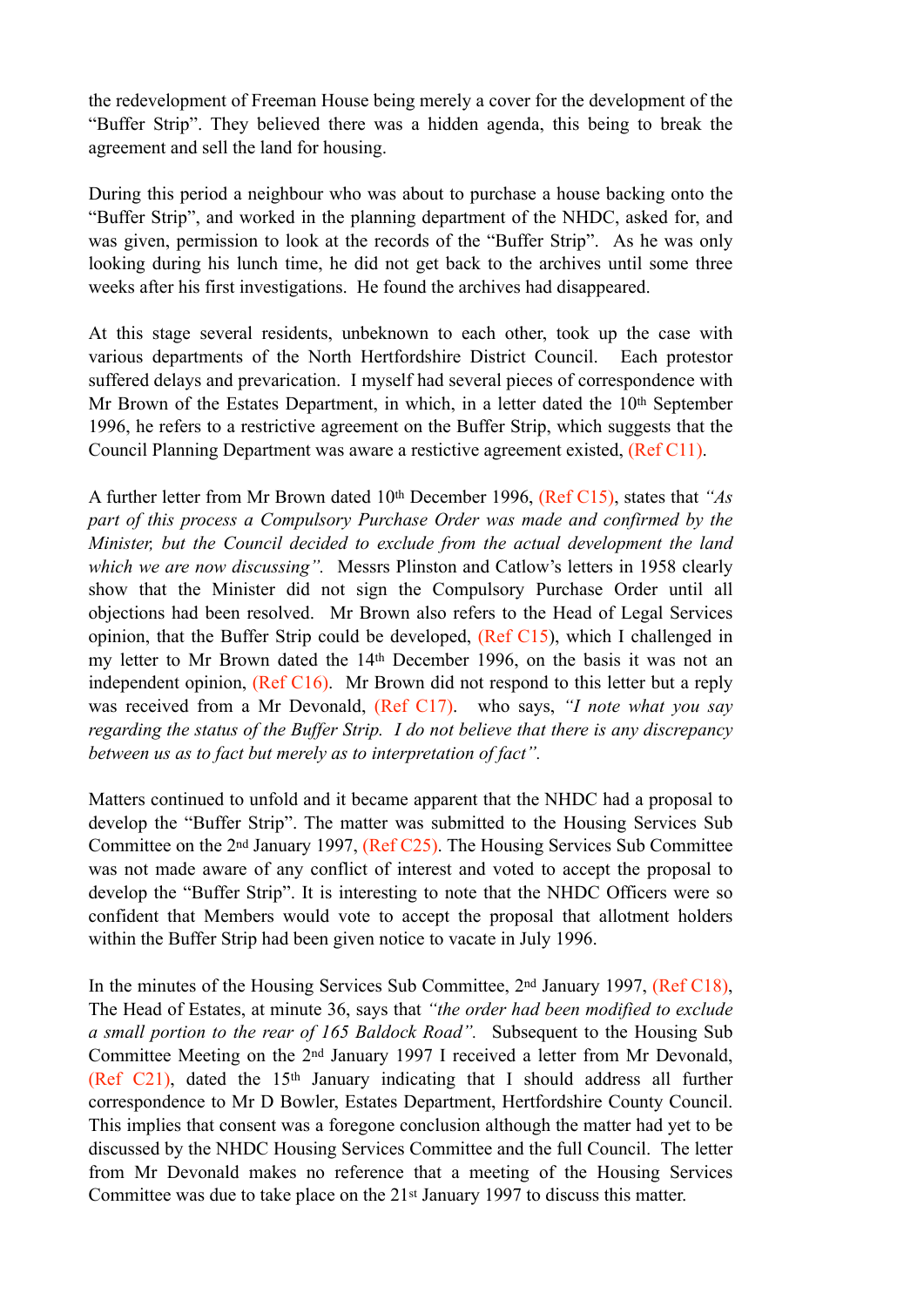the redevelopment of Freeman House being merely a cover for the development of the "Buffer Strip". They believed there was a hidden agenda, this being to break the agreement and sell the land for housing.

During this period a neighbour who was about to purchase a house backing onto the "Buffer Strip", and worked in the planning department of the NHDC, asked for, and was given, permission to look at the records of the "Buffer Strip". As he was only looking during his lunch time, he did not get back to the archives until some three weeks after his first investigations. He found the archives had disappeared.

At this stage several residents, unbeknown to each other, took up the case with various departments of the North Hertfordshire District Council. Each protestor suffered delays and prevarication. I myself had several pieces of correspondence with Mr Brown of the Estates Department, in which, in a letter dated the 10th September 1996, he refers to a restrictive agreement on the Buffer Strip, which suggests that the Council Planning Department was aware a restictive agreement existed, (Ref C11).

A further letter from Mr Brown dated 10th December 1996, (Ref C15), states that *"As part of this process a Compulsory Purchase Order was made and confirmed by the Minister, but the Council decided to exclude from the actual development the land which we are now discussing"*. Messrs Plinston and Catlow's letters in 1958 clearly show that the Minister did not sign the Compulsory Purchase Order until all objections had been resolved. Mr Brown also refers to the Head of Legal Services opinion, that the Buffer Strip could be developed, (Ref C15), which I challenged in my letter to Mr Brown dated the 14th December 1996, on the basis it was not an independent opinion, (Ref C16). Mr Brown did not respond to this letter but a reply was received from a Mr Devonald, (Ref C17). who says, *"I note what you say regarding the status of the Buffer Strip. I do not believe that there is any discrepancy between us as to fact but merely as to interpretation of fact"*.

Matters continued to unfold and it became apparent that the NHDC had a proposal to develop the "Buffer Strip". The matter was submitted to the Housing Services Sub Committee on the 2nd January 1997, (Ref C25). The Housing Services Sub Committee was not made aware of any conflict of interest and voted to accept the proposal to develop the "Buffer Strip". It is interesting to note that the NHDC Officers were so confident that Members would vote to accept the proposal that allotment holders within the Buffer Strip had been given notice to vacate in July 1996.

In the minutes of the Housing Services Sub Committee, 2nd January 1997, (Ref C18), The Head of Estates, at minute 36, says that *"the order had been modified to exclude a small portion to the rear of 165 Baldock Road"*. Subsequent to the Housing Sub Committee Meeting on the 2nd January 1997 I received a letter from Mr Devonald, (Ref C21), dated the 15th January indicating that I should address all further correspondence to Mr D Bowler, Estates Department, Hertfordshire County Council. This implies that consent was a foregone conclusion although the matter had yet to be discussed by the NHDC Housing Services Committee and the full Council. The letter from Mr Devonald makes no reference that a meeting of the Housing Services Committee was due to take place on the 21st January 1997 to discuss this matter.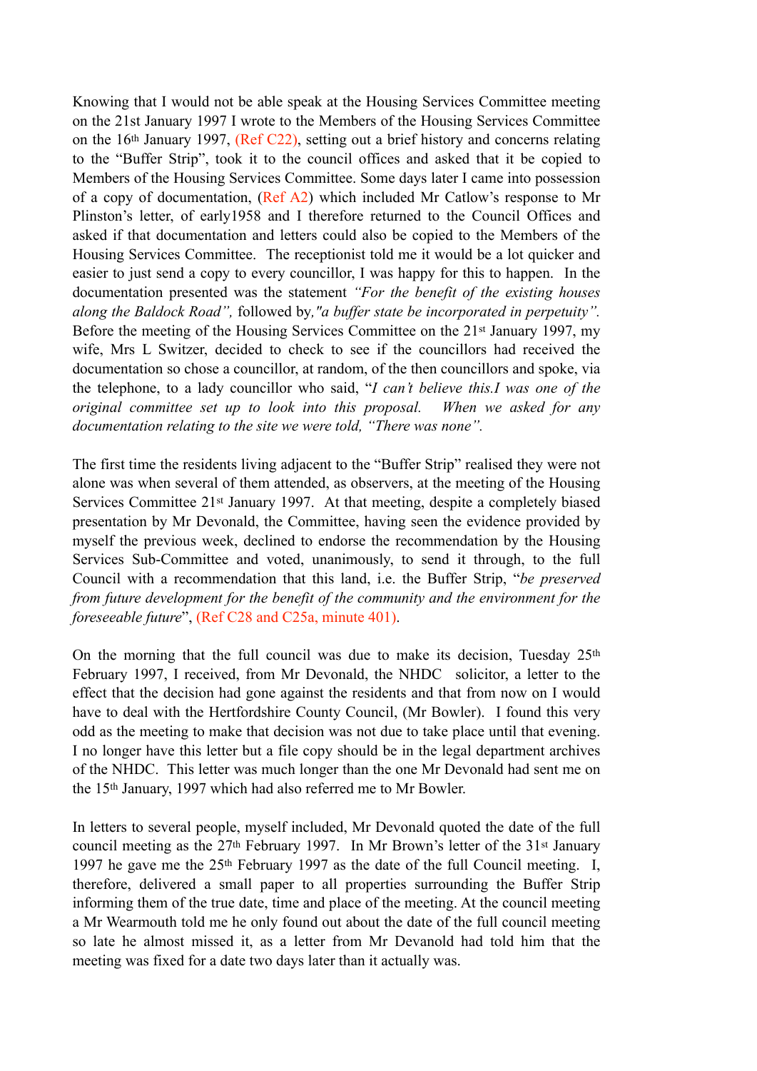Knowing that I would not be able speak at the Housing Services Committee meeting on the 21st January 1997 I wrote to the Members of the Housing Services Committee on the 16th January 1997, (Ref C22), setting out a brief history and concerns relating to the "Buffer Strip", took it to the council offices and asked that it be copied to Members of the Housing Services Committee. Some days later I came into possession of a copy of documentation, (Ref A2) which included Mr Catlow's response to Mr Plinston's letter, of early1958 and I therefore returned to the Council Offices and asked if that documentation and letters could also be copied to the Members of the Housing Services Committee. The receptionist told me it would be a lot quicker and easier to just send a copy to every councillor, I was happy for this to happen. In the documentation presented was the statement *"For the benefit of the existing houses along the Baldock Road",* followed by,*"a buffer state be incorporated in perpetuity".* Before the meeting of the Housing Services Committee on the 21st January 1997, my wife, Mrs L Switzer, decided to check to see if the councillors had received the documentation so chose a councillor, at random, of the then councillors and spoke, via the telephone, to a lady councillor who said, "*I can't believe this.I was one of the original committee set up to look into this proposal. When we asked for any documentation relating to the site we were told, "There was none".*

The first time the residents living adjacent to the "Buffer Strip" realised they were not alone was when several of them attended, as observers, at the meeting of the Housing Services Committee 21st January 1997. At that meeting, despite a completely biased presentation by Mr Devonald, the Committee, having seen the evidence provided by myself the previous week, declined to endorse the recommendation by the Housing Services Sub-Committee and voted, unanimously, to send it through, to the full Council with a recommendation that this land, i.e. the Buffer Strip, "*be preserved from future development for the benefit of the community and the environment for the foreseeable future*", (Ref C28 and C25a, minute 401).

On the morning that the full council was due to make its decision, Tuesday 25th February 1997, I received, from Mr Devonald, the NHDC solicitor, a letter to the effect that the decision had gone against the residents and that from now on I would have to deal with the Hertfordshire County Council, (Mr Bowler). I found this very odd as the meeting to make that decision was not due to take place until that evening. I no longer have this letter but a file copy should be in the legal department archives of the NHDC. This letter was much longer than the one Mr Devonald had sent me on the 15th January, 1997 which had also referred me to Mr Bowler.

In letters to several people, myself included, Mr Devonald quoted the date of the full council meeting as the 27th February 1997. In Mr Brown's letter of the 31st January 1997 he gave me the 25th February 1997 as the date of the full Council meeting. I, therefore, delivered a small paper to all properties surrounding the Buffer Strip informing them of the true date, time and place of the meeting. At the council meeting a Mr Wearmouth told me he only found out about the date of the full council meeting so late he almost missed it, as a letter from Mr Devanold had told him that the meeting was fixed for a date two days later than it actually was.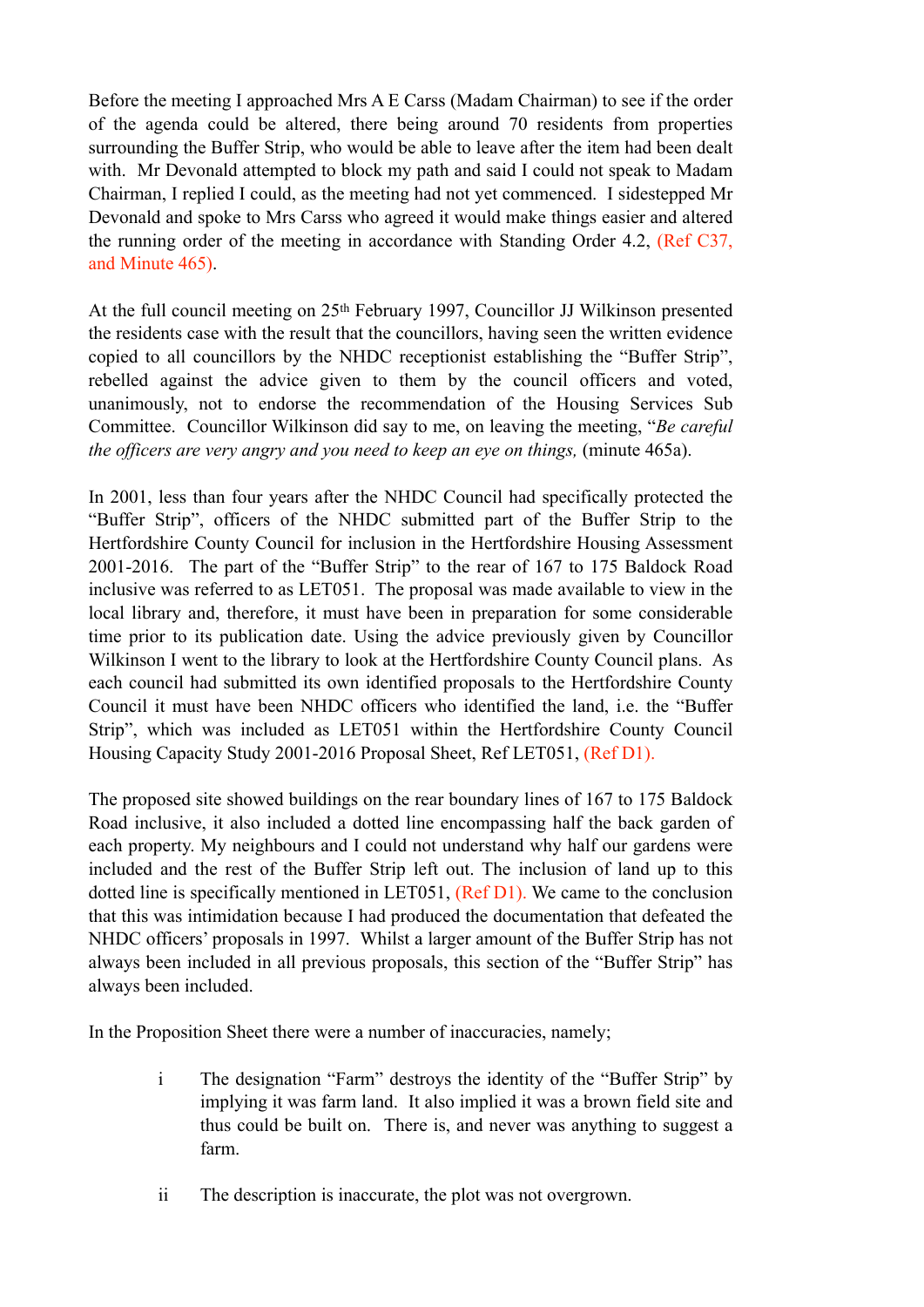Before the meeting I approached Mrs A E Carss (Madam Chairman) to see if the order of the agenda could be altered, there being around 70 residents from properties surrounding the Buffer Strip, who would be able to leave after the item had been dealt with. Mr Devonald attempted to block my path and said I could not speak to Madam Chairman, I replied I could, as the meeting had not yet commenced. I sidestepped Mr Devonald and spoke to Mrs Carss who agreed it would make things easier and altered the running order of the meeting in accordance with Standing Order 4.2, (Ref C37, and Minute 465).

At the full council meeting on 25th February 1997, Councillor JJ Wilkinson presented the residents case with the result that the councillors, having seen the written evidence copied to all councillors by the NHDC receptionist establishing the "Buffer Strip", rebelled against the advice given to them by the council officers and voted, unanimously, not to endorse the recommendation of the Housing Services Sub Committee. Councillor Wilkinson did say to me, on leaving the meeting, "*Be careful the officers are very angry and you need to keep an eye on things,* (minute 465a).

In 2001, less than four years after the NHDC Council had specifically protected the "Buffer Strip", officers of the NHDC submitted part of the Buffer Strip to the Hertfordshire County Council for inclusion in the Hertfordshire Housing Assessment 2001-2016. The part of the "Buffer Strip" to the rear of 167 to 175 Baldock Road inclusive was referred to as LET051. The proposal was made available to view in the local library and, therefore, it must have been in preparation for some considerable time prior to its publication date. Using the advice previously given by Councillor Wilkinson I went to the library to look at the Hertfordshire County Council plans. As each council had submitted its own identified proposals to the Hertfordshire County Council it must have been NHDC officers who identified the land, i.e. the "Buffer Strip", which was included as LET051 within the Hertfordshire County Council Housing Capacity Study 2001-2016 Proposal Sheet, Ref LET051, (Ref D1).

The proposed site showed buildings on the rear boundary lines of 167 to 175 Baldock Road inclusive, it also included a dotted line encompassing half the back garden of each property. My neighbours and I could not understand why half our gardens were included and the rest of the Buffer Strip left out. The inclusion of land up to this dotted line is specifically mentioned in LET051, (Ref D1). We came to the conclusion that this was intimidation because I had produced the documentation that defeated the NHDC officers' proposals in 1997. Whilst a larger amount of the Buffer Strip has not always been included in all previous proposals, this section of the "Buffer Strip" has always been included.

In the Proposition Sheet there were a number of inaccuracies, namely;

- i The designation "Farm" destroys the identity of the "Buffer Strip" by implying it was farm land. It also implied it was a brown field site and thus could be built on. There is, and never was anything to suggest a farm.

- ii The description is inaccurate, the plot was not overgrown.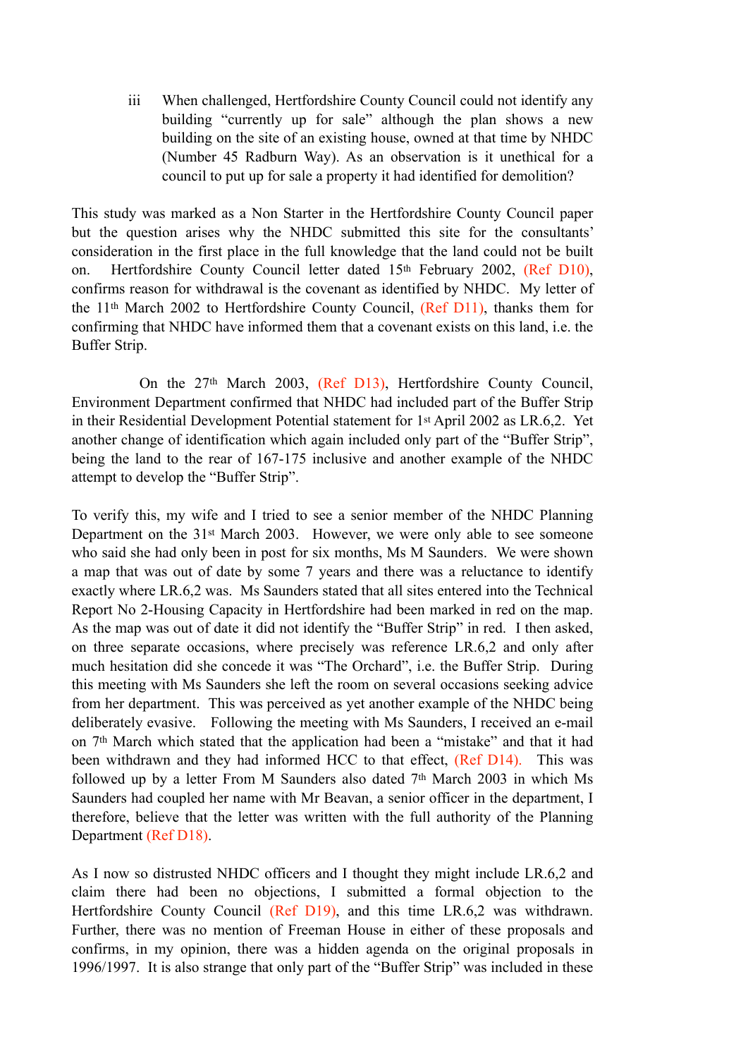iii When challenged, Hertfordshire County Council could not identify any building "currently up for sale" although the plan shows a new building on the site of an existing house, owned at that time by NHDC (Number 45 Radburn Way). As an observation is it unethical for a council to put up for sale a property it had identified for demolition?

This study was marked as a Non Starter in the Hertfordshire County Council paper but the question arises why the NHDC submitted this site for the consultants' consideration in the first place in the full knowledge that the land could not be built on. Hertfordshire County Council letter dated 15th February 2002, (Ref D10), confirms reason for withdrawal is the covenant as identified by NHDC. My letter of the 11th March 2002 to Hertfordshire County Council, (Ref D11), thanks them for confirming that NHDC have informed them that a covenant exists on this land, i.e. the Buffer Strip.

On the 27th March 2003, (Ref D13), Hertfordshire County Council, Environment Department confirmed that NHDC had included part of the Buffer Strip in their Residential Development Potential statement for 1st April 2002 as LR.6,2. Yet another change of identification which again included only part of the "Buffer Strip", being the land to the rear of 167-175 inclusive and another example of the NHDC attempt to develop the "Buffer Strip".

To verify this, my wife and I tried to see a senior member of the NHDC Planning Department on the 31st March 2003. However, we were only able to see someone who said she had only been in post for six months, Ms M Saunders. We were shown a map that was out of date by some 7 years and there was a reluctance to identify exactly where LR.6,2 was. Ms Saunders stated that all sites entered into the Technical Report No 2-Housing Capacity in Hertfordshire had been marked in red on the map. As the map was out of date it did not identify the "Buffer Strip" in red. I then asked, on three separate occasions, where precisely was reference LR.6,2 and only after much hesitation did she concede it was "The Orchard", i.e. the Buffer Strip. During this meeting with Ms Saunders she left the room on several occasions seeking advice from her department. This was perceived as yet another example of the NHDC being deliberately evasive. Following the meeting with Ms Saunders, I received an e-mail on 7th March which stated that the application had been a "mistake" and that it had been withdrawn and they had informed HCC to that effect, (Ref D14). This was followed up by a letter From M Saunders also dated 7th March 2003 in which Ms Saunders had coupled her name with Mr Beavan, a senior officer in the department, I therefore, believe that the letter was written with the full authority of the Planning Department (Ref D18).

As I now so distrusted NHDC officers and I thought they might include LR.6,2 and claim there had been no objections, I submitted a formal objection to the Hertfordshire County Council (Ref D19), and this time LR.6,2 was withdrawn. Further, there was no mention of Freeman House in either of these proposals and confirms, in my opinion, there was a hidden agenda on the original proposals in 1996/1997. It is also strange that only part of the "Buffer Strip" was included in these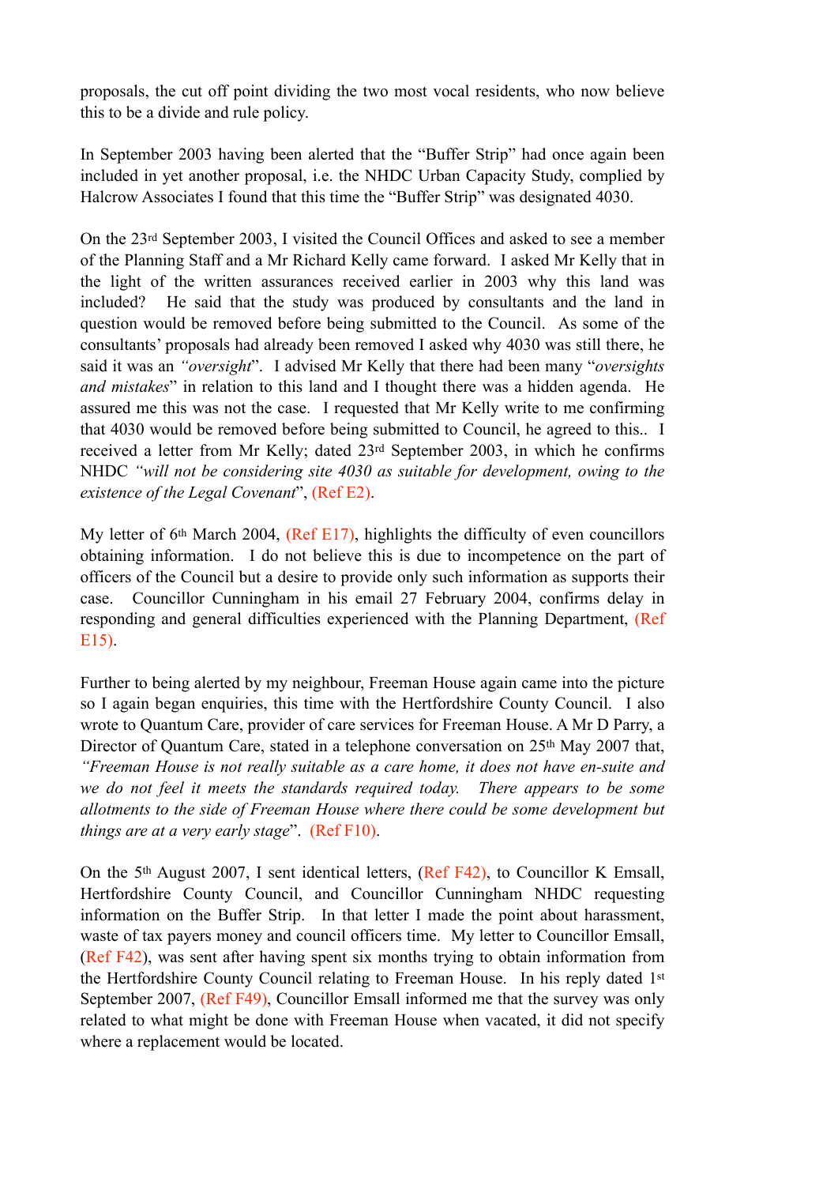proposals, the cut off point dividing the two most vocal residents, who now believe this to be a divide and rule policy.

In September 2003 having been alerted that the "Buffer Strip" had once again been included in yet another proposal, i.e. the NHDC Urban Capacity Study, complied by Halcrow Associates I found that this time the "Buffer Strip" was designated 4030.

On the 23rd September 2003, I visited the Council Offices and asked to see a member of the Planning Staff and a Mr Richard Kelly came forward. I asked Mr Kelly that in the light of the written assurances received earlier in 2003 why this land was included? He said that the study was produced by consultants and the land in question would be removed before being submitted to the Council. As some of the consultants' proposals had already been removed I asked why 4030 was still there, he said it was an *"oversight"*. I advised Mr Kelly that there had been many "*oversights and mistakes*" in relation to this land and I thought there was a hidden agenda. He assured me this was not the case. I requested that Mr Kelly write to me confirming that 4030 would be removed before being submitted to Council, he agreed to this.. I received a letter from Mr Kelly; dated 23rd September 2003, in which he confirms NHDC *"will not be considering site 4030 as suitable for development, owing to the existence of the Legal Covenant*", (Ref E2).

My letter of 6th March 2004, (Ref E17), highlights the difficulty of even councillors obtaining information. I do not believe this is due to incompetence on the part of officers of the Council but a desire to provide only such information as supports their case. Councillor Cunningham in his email 27 February 2004, confirms delay in responding and general difficulties experienced with the Planning Department, (Ref E15).

Further to being alerted by my neighbour, Freeman House again came into the picture so I again began enquiries, this time with the Hertfordshire County Council. I also wrote to Quantum Care, provider of care services for Freeman House. A Mr D Parry, a Director of Quantum Care, stated in a telephone conversation on 25th May 2007 that, *"Freeman House is not really suitable as a care home, it does not have en-suite and we do not feel it meets the standards required today. There appears to be some allotments to the side of Freeman House where there could be some development but things are at a very early stage*". (Ref F10).

On the 5th August 2007, I sent identical letters, (Ref F42), to Councillor K Emsall, Hertfordshire County Council, and Councillor Cunningham NHDC requesting information on the Buffer Strip. In that letter I made the point about harassment, waste of tax payers money and council officers time. My letter to Councillor Emsall, (Ref F42), was sent after having spent six months trying to obtain information from the Hertfordshire County Council relating to Freeman House. In his reply dated 1st September 2007, (Ref F49), Councillor Emsall informed me that the survey was only related to what might be done with Freeman House when vacated, it did not specify where a replacement would be located.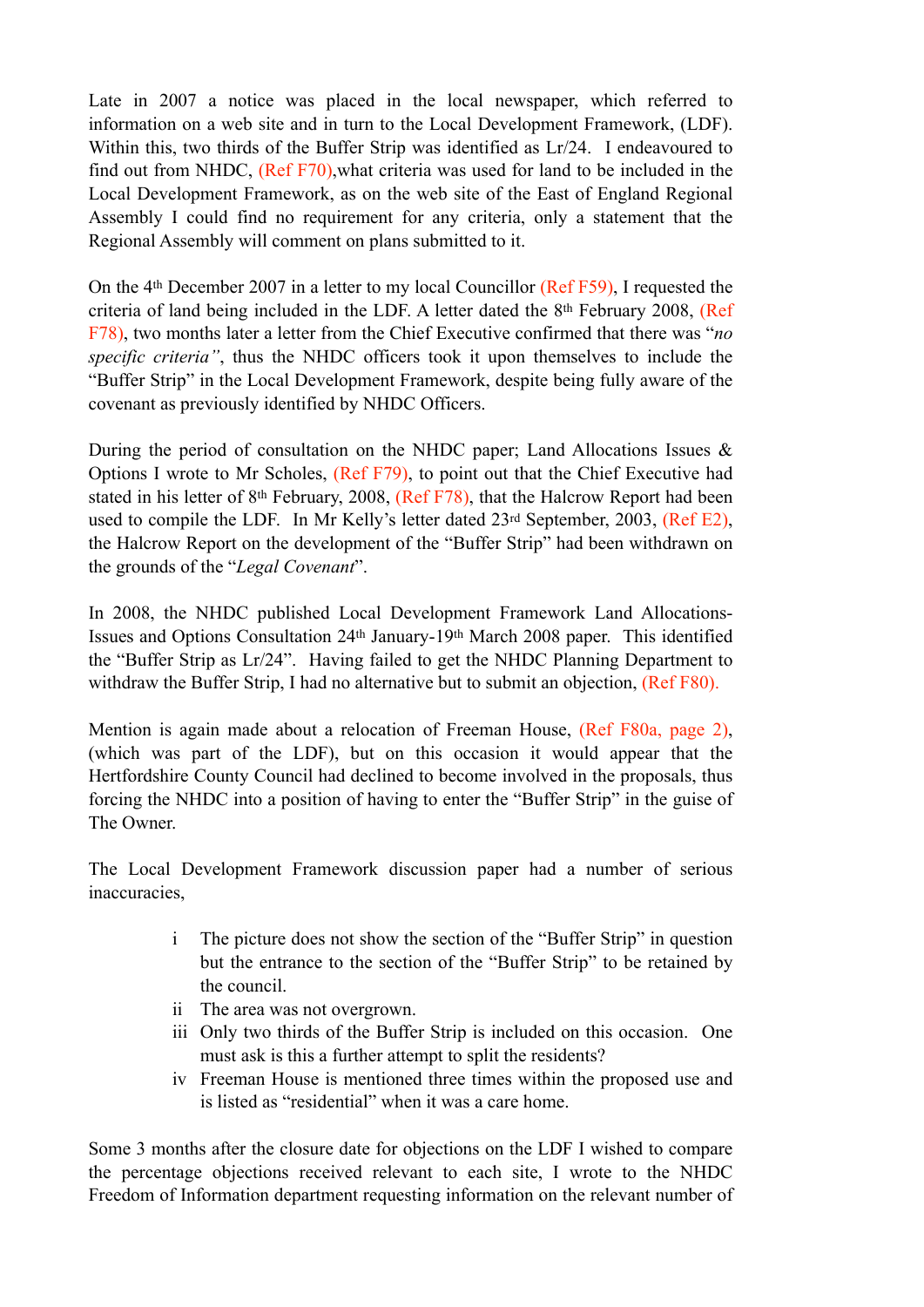Late in 2007 a notice was placed in the local newspaper, which referred to information on a web site and in turn to the Local Development Framework, (LDF). Within this, two thirds of the Buffer Strip was identified as Lr/24. I endeavoured to find out from NHDC, (Ref F70),what criteria was used for land to be included in the Local Development Framework, as on the web site of the East of England Regional Assembly I could find no requirement for any criteria, only a statement that the Regional Assembly will comment on plans submitted to it.

On the 4th December 2007 in a letter to my local Councillor (Ref F59), I requested the criteria of land being included in the LDF. A letter dated the 8th February 2008, (Ref F78), two months later a letter from the Chief Executive confirmed that there was "*no specific criteria"*, thus the NHDC officers took it upon themselves to include the "Buffer Strip" in the Local Development Framework, despite being fully aware of the covenant as previously identified by NHDC Officers.

During the period of consultation on the NHDC paper; Land Allocations Issues & Options I wrote to Mr Scholes, (Ref F79), to point out that the Chief Executive had stated in his letter of 8th February, 2008, (Ref F78), that the Halcrow Report had been used to compile the LDF. In Mr Kelly's letter dated 23rd September, 2003, (Ref E2), the Halcrow Report on the development of the "Buffer Strip" had been withdrawn on the grounds of the "*Legal Covenant*".

In 2008, the NHDC published Local Development Framework Land Allocations-Issues and Options Consultation 24th January-19th March 2008 paper. This identified the "Buffer Strip as Lr/24". Having failed to get the NHDC Planning Department to withdraw the Buffer Strip, I had no alternative but to submit an objection, (Ref F80).

Mention is again made about a relocation of Freeman House, (Ref F80a, page 2), (which was part of the LDF), but on this occasion it would appear that the Hertfordshire County Council had declined to become involved in the proposals, thus forcing the NHDC into a position of having to enter the "Buffer Strip" in the guise of The Owner.

The Local Development Framework discussion paper had a number of serious inaccuracies,

- i The picture does not show the section of the "Buffer Strip" in question but the entrance to the section of the "Buffer Strip" to be retained by the council.
- ii The area was not overgrown.
- iii Only two thirds of the Buffer Strip is included on this occasion. One must ask is this a further attempt to split the residents?
- iv Freeman House is mentioned three times within the proposed use and is listed as "residential" when it was a care home.

Some 3 months after the closure date for objections on the LDF I wished to compare the percentage objections received relevant to each site, I wrote to the NHDC Freedom of Information department requesting information on the relevant number of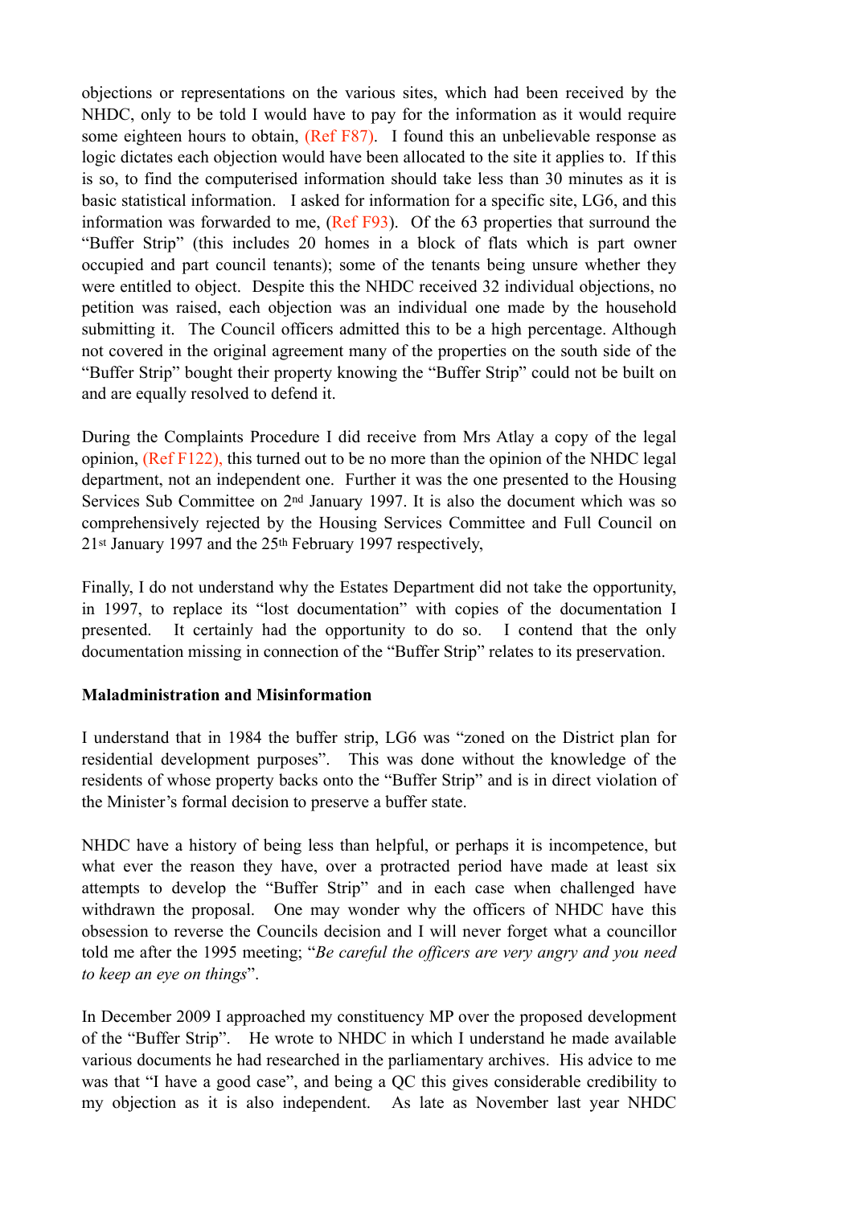objections or representations on the various sites, which had been received by the NHDC, only to be told I would have to pay for the information as it would require some eighteen hours to obtain, (Ref F87). I found this an unbelievable response as logic dictates each objection would have been allocated to the site it applies to. If this is so, to find the computerised information should take less than 30 minutes as it is basic statistical information. I asked for information for a specific site, LG6, and this information was forwarded to me, (Ref F93). Of the 63 properties that surround the "Buffer Strip" (this includes 20 homes in a block of flats which is part owner occupied and part council tenants); some of the tenants being unsure whether they were entitled to object. Despite this the NHDC received 32 individual objections, no petition was raised, each objection was an individual one made by the household submitting it. The Council officers admitted this to be a high percentage. Although not covered in the original agreement many of the properties on the south side of the "Buffer Strip" bought their property knowing the "Buffer Strip" could not be built on and are equally resolved to defend it.

During the Complaints Procedure I did receive from Mrs Atlay a copy of the legal opinion, (Ref F122), this turned out to be no more than the opinion of the NHDC legal department, not an independent one. Further it was the one presented to the Housing Services Sub Committee on 2nd January 1997. It is also the document which was so comprehensively rejected by the Housing Services Committee and Full Council on 21st January 1997 and the 25th February 1997 respectively,

Finally, I do not understand why the Estates Department did not take the opportunity, in 1997, to replace its "lost documentation" with copies of the documentation I presented. It certainly had the opportunity to do so. I contend that the only documentation missing in connection of the "Buffer Strip" relates to its preservation.

**Maladministration and Misinformation**

I understand that in 1984 the buffer strip, LG6 was "zoned on the District plan for residential development purposes". This was done without the knowledge of the residents of whose property backs onto the "Buffer Strip" and is in direct violation of the Minister's formal decision to preserve a buffer state.

NHDC have a history of being less than helpful, or perhaps it is incompetence, but what ever the reason they have, over a protracted period have made at least six attempts to develop the "Buffer Strip" and in each case when challenged have withdrawn the proposal. One may wonder why the officers of NHDC have this obsession to reverse the Councils decision and I will never forget what a councillor told me after the 1995 meeting; "*Be careful the officers are very angry and you need to keep an eye on things*".

In December 2009 I approached my constituency MP over the proposed development of the "Buffer Strip". He wrote to NHDC in which I understand he made available various documents he had researched in the parliamentary archives. His advice to me was that "I have a good case", and being a QC this gives considerable credibility to my objection as it is also independent. As late as November last year NHDC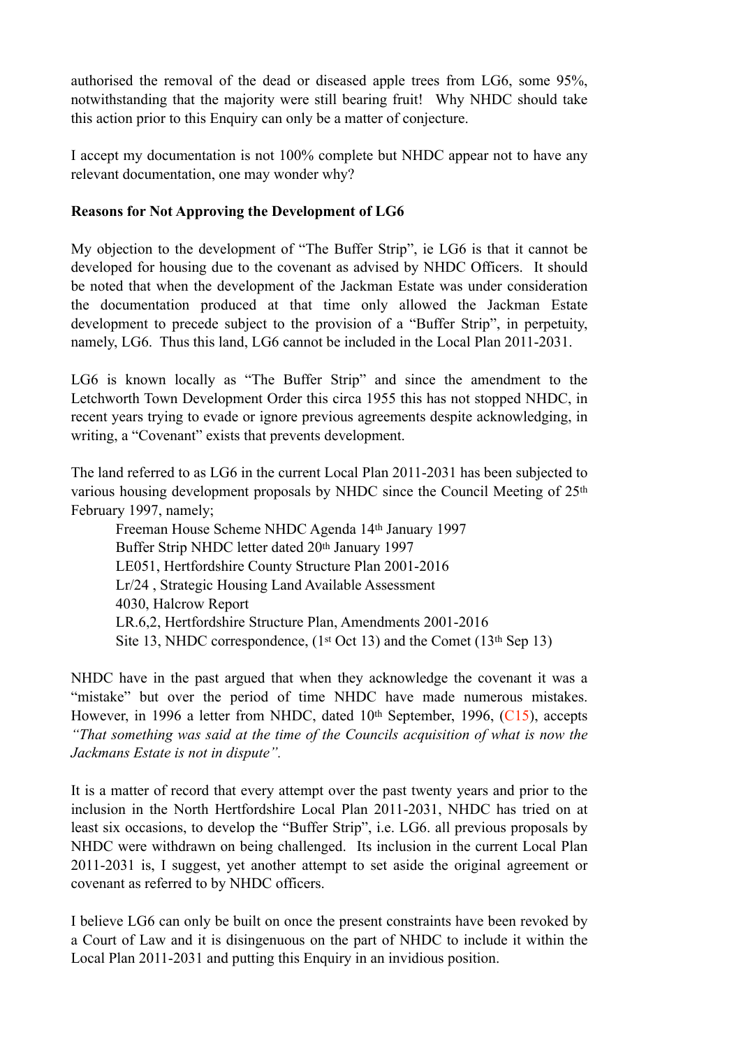authorised the removal of the dead or diseased apple trees from LG6, some 95%, notwithstanding that the majority were still bearing fruit! Why NHDC should take this action prior to this Enquiry can only be a matter of conjecture.

I accept my documentation is not 100% complete but NHDC appear not to have any relevant documentation, one may wonder why?

**Reasons for Not Approving the Development of LG6**

My objection to the development of "The Buffer Strip", ie LG6 is that it cannot be developed for housing due to the covenant as advised by NHDC Officers. It should be noted that when the development of the Jackman Estate was under consideration the documentation produced at that time only allowed the Jackman Estate development to precede subject to the provision of a "Buffer Strip", in perpetuity, namely, LG6. Thus this land, LG6 cannot be included in the Local Plan 2011-2031.

LG6 is known locally as "The Buffer Strip" and since the amendment to the Letchworth Town Development Order this circa 1955 this has not stopped NHDC, in recent years trying to evade or ignore previous agreements despite acknowledging, in writing, a "Covenant" exists that prevents development.

The land referred to as LG6 in the current Local Plan 2011-2031 has been subjected to various housing development proposals by NHDC since the Council Meeting of 25th February 1997, namely;

Freeman House Scheme NHDC Agenda 14th January 1997
Buffer Strip NHDC letter dated 20th January 1997
LE051, Hertfordshire County Structure Plan 2001-2016
Lr/24 , Strategic Housing Land Available Assessment
4030, Halcrow Report
LR.6,2, Hertfordshire Structure Plan, Amendments 2001-2016
Site 13, NHDC correspondence, (1st Oct 13) and the Comet (13th Sep 13)

NHDC have in the past argued that when they acknowledge the covenant it was a "mistake" but over the period of time NHDC have made numerous mistakes. However, in 1996 a letter from NHDC, dated 10th September, 1996, (C15), accepts *"That something was said at the time of the Councils acquisition of what is now the Jackmans Estate is not in dispute".*

It is a matter of record that every attempt over the past twenty years and prior to the inclusion in the North Hertfordshire Local Plan 2011-2031, NHDC has tried on at least six occasions, to develop the "Buffer Strip", i.e. LG6. all previous proposals by NHDC were withdrawn on being challenged. Its inclusion in the current Local Plan 2011-2031 is, I suggest, yet another attempt to set aside the original agreement or covenant as referred to by NHDC officers.

I believe LG6 can only be built on once the present constraints have been revoked by a Court of Law and it is disingenuous on the part of NHDC to include it within the Local Plan 2011-2031 and putting this Enquiry in an invidious position.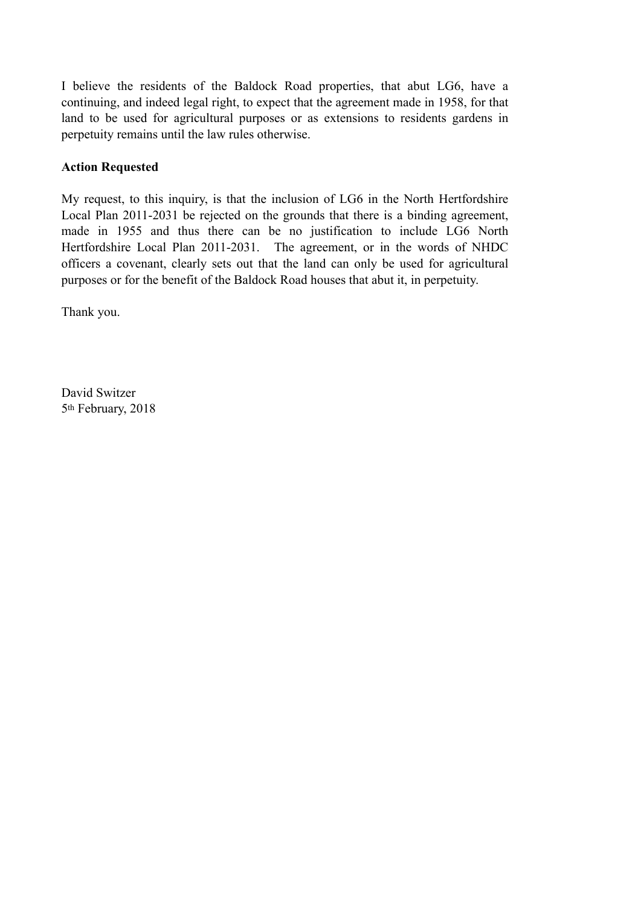I believe the residents of the Baldock Road properties, that abut LG6, have a continuing, and indeed legal right, to expect that the agreement made in 1958, for that land to be used for agricultural purposes or as extensions to residents gardens in perpetuity remains until the law rules otherwise.

**Action Requested**

My request, to this inquiry, is that the inclusion of LG6 in the North Hertfordshire Local Plan 2011-2031 be rejected on the grounds that there is a binding agreement, made in 1955 and thus there can be no justification to include LG6 North Hertfordshire Local Plan 2011-2031. The agreement, or in the words of NHDC officers a covenant, clearly sets out that the land can only be used for agricultural purposes or for the benefit of the Baldock Road houses that abut it, in perpetuity.

Thank you.

David Switzer
5th February, 2018